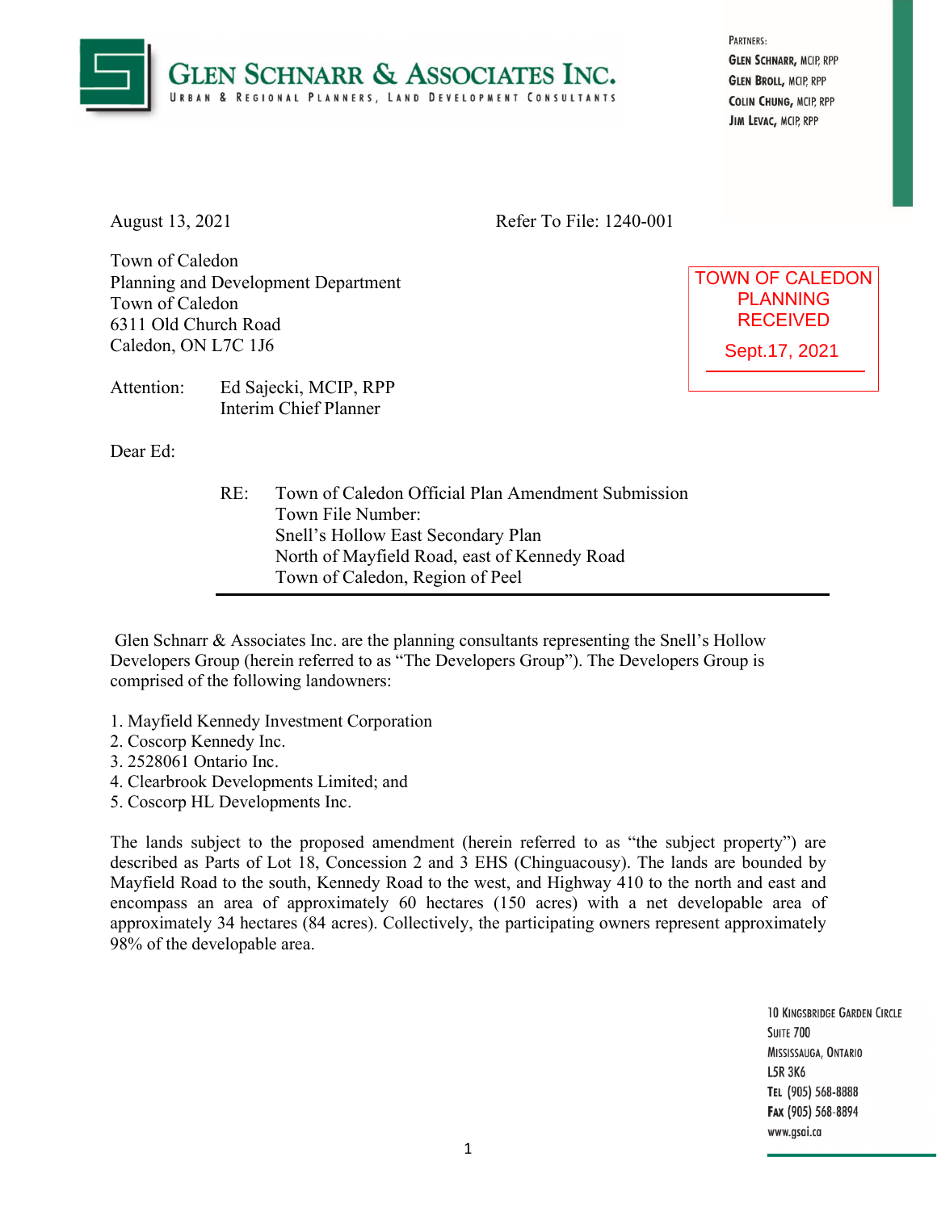**GLEN SCHNARR & ASSOCIATES INC.**
URBAN & REGIONAL PLANNERS, LAND DEVELOPMENT CONSULTANTS

PARTNERS:
GLEN SCHNARR, MCIP, RPP
GLEN BROLL, MCIP, RPP
COLIN CHUNG, MCIP, RPP
JIM LEVAC, MCIP, RPP

August 13, 2021

Refer To File: 1240-001

Town of Caledon
Planning and Development Department
Town of Caledon
6311 Old Church Road
Caledon, ON L7C 1J6

TOWN OF CALEDON
PLANNING
RECEIVED
Sept.17, 2021

Attention: Ed Sajecki, MCIP, RPP
Interim Chief Planner

Dear Ed:

RE: Town of Caledon Official Plan Amendment Submission
Town File Number:
Snell's Hollow East Secondary Plan
North of Mayfield Road, east of Kennedy Road
Town of Caledon, Region of Peel

---

Glen Schnarr & Associates Inc. are the planning consultants representing the Snell's Hollow Developers Group (herein referred to as "The Developers Group"). The Developers Group is comprised of the following landowners:

1. Mayfield Kennedy Investment Corporation
2. Coscorp Kennedy Inc.
3. 2528061 Ontario Inc.
4. Clearbrook Developments Limited; and
5. Coscorp HL Developments Inc.

The lands subject to the proposed amendment (herein referred to as "the subject property") are described as Parts of Lot 18, Concession 2 and 3 EHS (Chinguacousy). The lands are bounded by Mayfield Road to the south, Kennedy Road to the west, and Highway 410 to the north and east and encompass an area of approximately 60 hectares (150 acres) with a net developable area of approximately 34 hectares (84 acres). Collectively, the participating owners represent approximately 98% of the developable area.

10 KINGSBRIDGE GARDEN CIRCLE
SUITE 700
MISSISSAUGA, ONTARIO
L5R 3K6
TEL (905) 568-8888
FAX (905) 568-8894
www.gsai.ca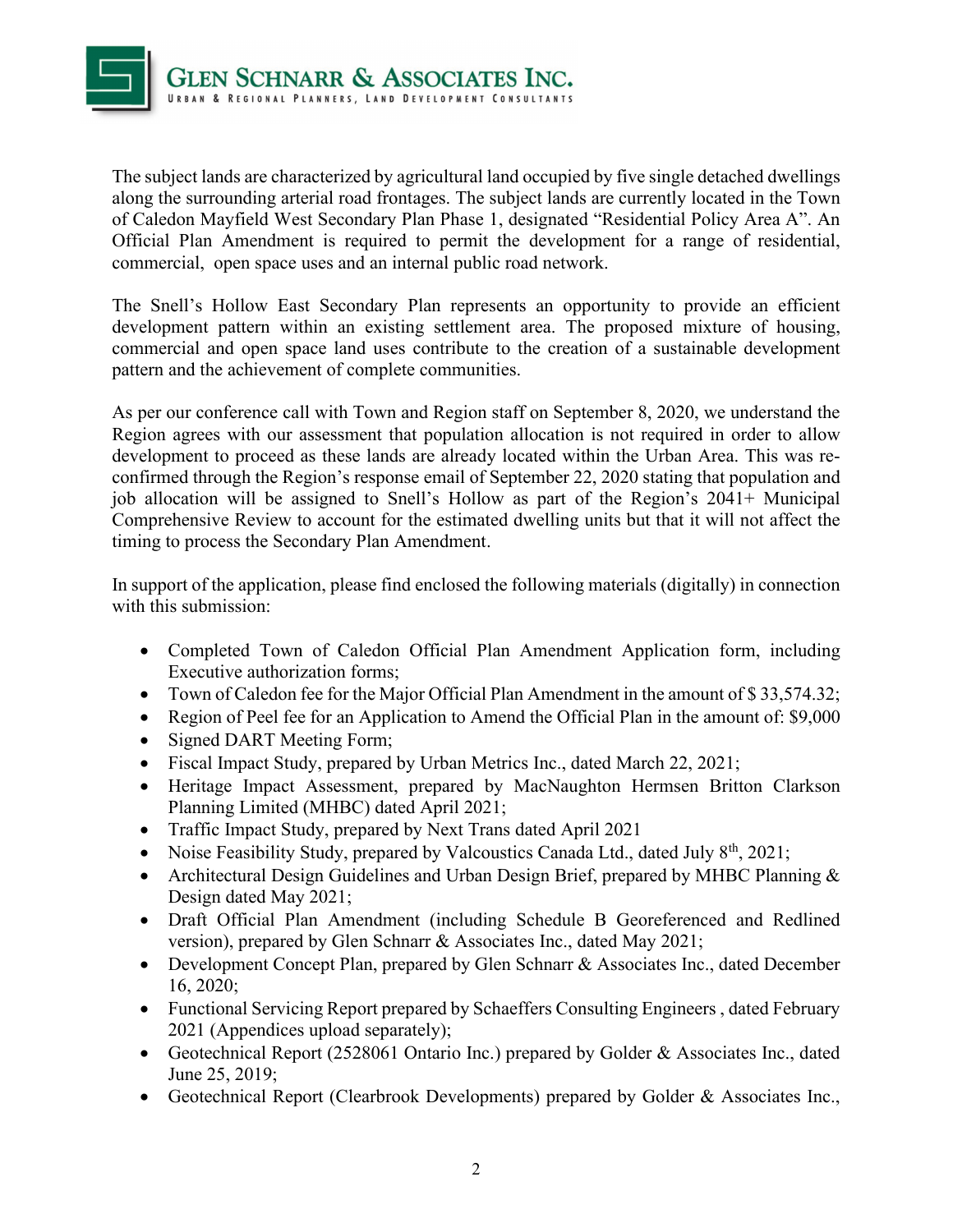The subject lands are characterized by agricultural land occupied by five single detached dwellings along the surrounding arterial road frontages. The subject lands are currently located in the Town of Caledon Mayfield West Secondary Plan Phase 1, designated "Residential Policy Area A". An Official Plan Amendment is required to permit the development for a range of residential, commercial, open space uses and an internal public road network.

The Snell's Hollow East Secondary Plan represents an opportunity to provide an efficient development pattern within an existing settlement area. The proposed mixture of housing, commercial and open space land uses contribute to the creation of a sustainable development pattern and the achievement of complete communities.

As per our conference call with Town and Region staff on September 8, 2020, we understand the Region agrees with our assessment that population allocation is not required in order to allow development to proceed as these lands are already located within the Urban Area. This was re-confirmed through the Region's response email of September 22, 2020 stating that population and job allocation will be assigned to Snell's Hollow as part of the Region's 2041+ Municipal Comprehensive Review to account for the estimated dwelling units but that it will not affect the timing to process the Secondary Plan Amendment.

In support of the application, please find enclosed the following materials (digitally) in connection with this submission:

- Completed Town of Caledon Official Plan Amendment Application form, including Executive authorization forms;
- Town of Caledon fee for the Major Official Plan Amendment in the amount of $ 33,574.32;
- Region of Peel fee for an Application to Amend the Official Plan in the amount of: $9,000
- Signed DART Meeting Form;
- Fiscal Impact Study, prepared by Urban Metrics Inc., dated March 22, 2021;
- Heritage Impact Assessment, prepared by MacNaughton Hermsen Britton Clarkson Planning Limited (MHBC) dated April 2021;
- Traffic Impact Study, prepared by Next Trans dated April 2021
- Noise Feasibility Study, prepared by Valcoustics Canada Ltd., dated July 8th, 2021;
- Architectural Design Guidelines and Urban Design Brief, prepared by MHBC Planning & Design dated May 2021;
- Draft Official Plan Amendment (including Schedule B Georeferenced and Redlined version), prepared by Glen Schnarr & Associates Inc., dated May 2021;
- Development Concept Plan, prepared by Glen Schnarr & Associates Inc., dated December 16, 2020;
- Functional Servicing Report prepared by Schaeffers Consulting Engineers , dated February 2021 (Appendices upload separately);
- Geotechnical Report (2528061 Ontario Inc.) prepared by Golder & Associates Inc., dated June 25, 2019;
- Geotechnical Report (Clearbrook Developments) prepared by Golder & Associates Inc.,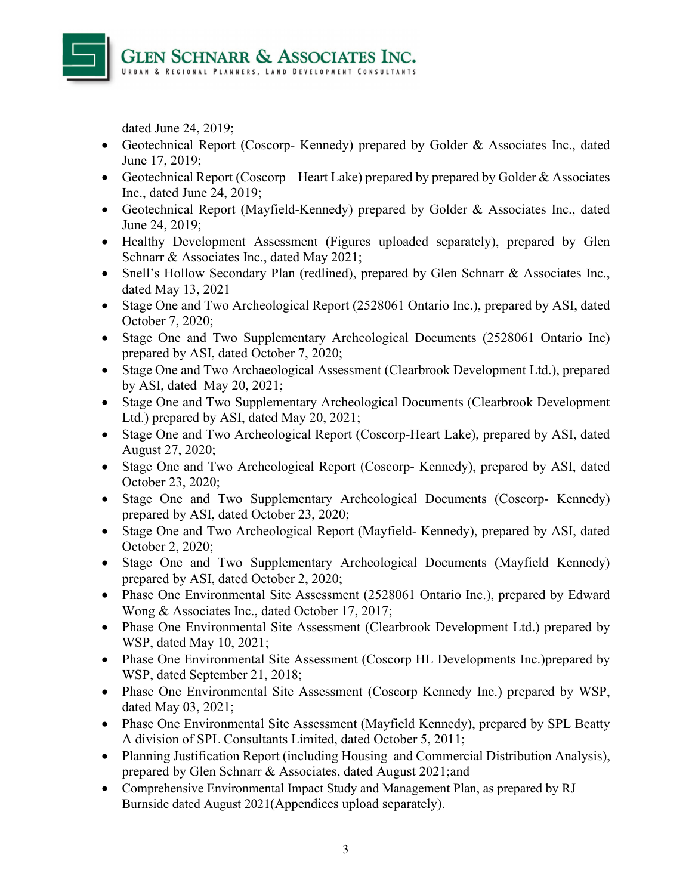dated June 24, 2019;

- Geotechnical Report (Coscorp- Kennedy) prepared by Golder & Associates Inc., dated June 17, 2019;
- Geotechnical Report (Coscorp – Heart Lake) prepared by prepared by Golder & Associates Inc., dated June 24, 2019;
- Geotechnical Report (Mayfield-Kennedy) prepared by Golder & Associates Inc., dated June 24, 2019;
- Healthy Development Assessment (Figures uploaded separately), prepared by Glen Schnarr & Associates Inc., dated May 2021;
- Snell's Hollow Secondary Plan (redlined), prepared by Glen Schnarr & Associates Inc., dated May 13, 2021
- Stage One and Two Archeological Report (2528061 Ontario Inc.), prepared by ASI, dated October 7, 2020;
- Stage One and Two Supplementary Archeological Documents (2528061 Ontario Inc) prepared by ASI, dated October 7, 2020;
- Stage One and Two Archaeological Assessment (Clearbrook Development Ltd.), prepared by ASI, dated May 20, 2021;
- Stage One and Two Supplementary Archeological Documents (Clearbrook Development Ltd.) prepared by ASI, dated May 20, 2021;
- Stage One and Two Archeological Report (Coscorp-Heart Lake), prepared by ASI, dated August 27, 2020;
- Stage One and Two Archeological Report (Coscorp- Kennedy), prepared by ASI, dated October 23, 2020;
- Stage One and Two Supplementary Archeological Documents (Coscorp- Kennedy) prepared by ASI, dated October 23, 2020;
- Stage One and Two Archeological Report (Mayfield- Kennedy), prepared by ASI, dated October 2, 2020;
- Stage One and Two Supplementary Archeological Documents (Mayfield Kennedy) prepared by ASI, dated October 2, 2020;
- Phase One Environmental Site Assessment (2528061 Ontario Inc.), prepared by Edward Wong & Associates Inc., dated October 17, 2017;
- Phase One Environmental Site Assessment (Clearbrook Development Ltd.) prepared by WSP, dated May 10, 2021;
- Phase One Environmental Site Assessment (Coscorp HL Developments Inc.)prepared by WSP, dated September 21, 2018;
- Phase One Environmental Site Assessment (Coscorp Kennedy Inc.) prepared by WSP, dated May 03, 2021;
- Phase One Environmental Site Assessment (Mayfield Kennedy), prepared by SPL Beatty A division of SPL Consultants Limited, dated October 5, 2011;
- Planning Justification Report (including Housing and Commercial Distribution Analysis), prepared by Glen Schnarr & Associates, dated August 2021;and
- Comprehensive Environmental Impact Study and Management Plan, as prepared by RJ Burnside dated August 2021(Appendices upload separately).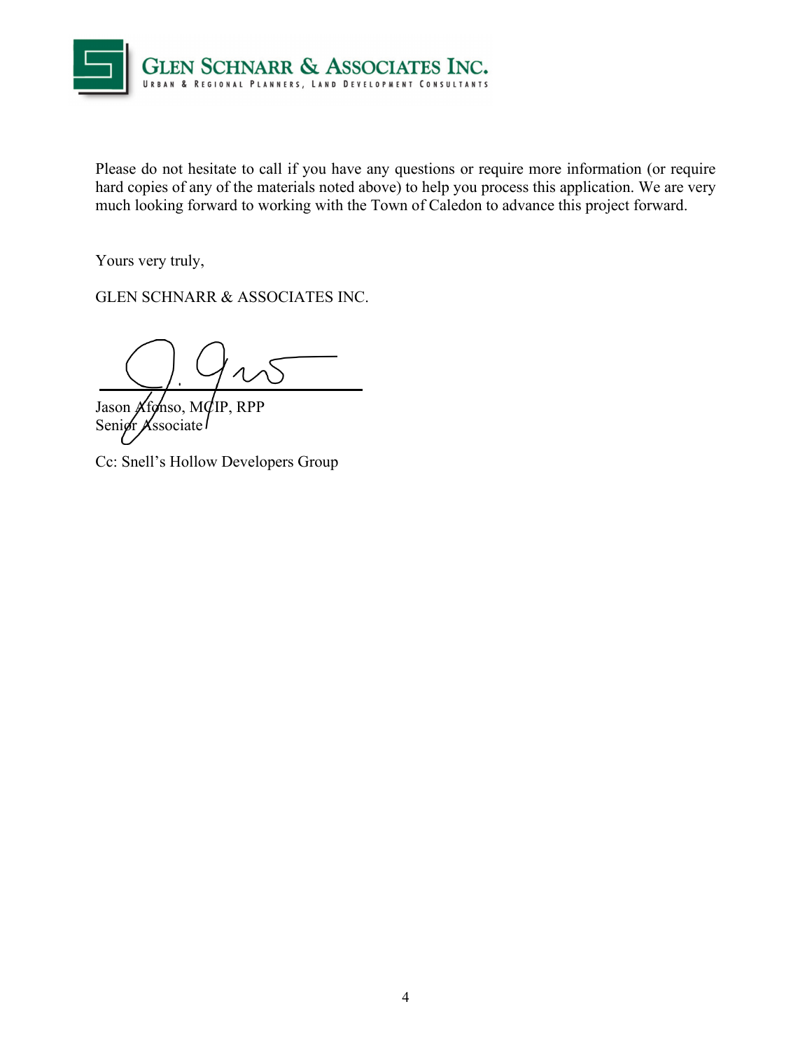Please do not hesitate to call if you have any questions or require more information (or require hard copies of any of the materials noted above) to help you process this application. We are very much looking forward to working with the Town of Caledon to advance this project forward.

Yours very truly,

GLEN SCHNARR & ASSOCIATES INC.

Jason Afonso, MCIP, RPP
Senior Associate

Cc: Snell's Hollow Developers Group